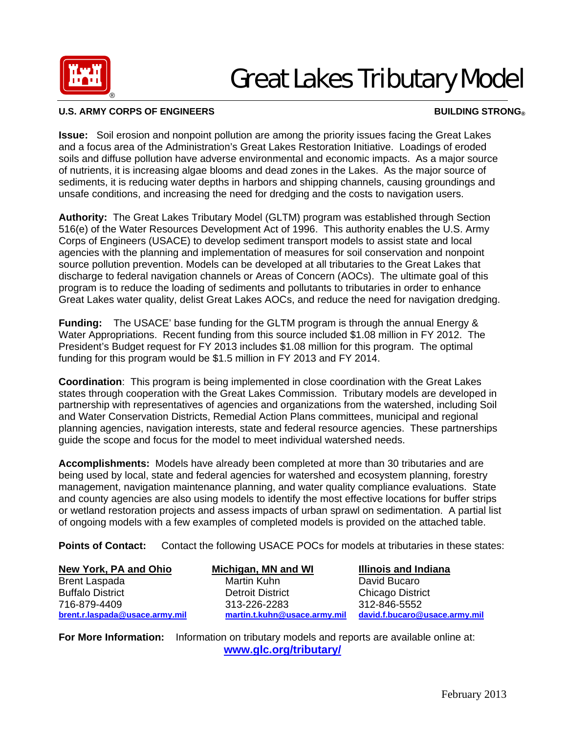# Great Lakes Tributary Model

**U.S. ARMY CORPS OF ENGINEERS** **BUILDING STRONG®**

**Issue:** Soil erosion and nonpoint pollution are among the priority issues facing the Great Lakes and a focus area of the Administration's Great Lakes Restoration Initiative. Loadings of eroded soils and diffuse pollution have adverse environmental and economic impacts. As a major source of nutrients, it is increasing algae blooms and dead zones in the Lakes. As the major source of sediments, it is reducing water depths in harbors and shipping channels, causing groundings and unsafe conditions, and increasing the need for dredging and the costs to navigation users.

**Authority:** The Great Lakes Tributary Model (GLTM) program was established through Section 516(e) of the Water Resources Development Act of 1996. This authority enables the U.S. Army Corps of Engineers (USACE) to develop sediment transport models to assist state and local agencies with the planning and implementation of measures for soil conservation and nonpoint source pollution prevention. Models can be developed at all tributaries to the Great Lakes that discharge to federal navigation channels or Areas of Concern (AOCs). The ultimate goal of this program is to reduce the loading of sediments and pollutants to tributaries in order to enhance Great Lakes water quality, delist Great Lakes AOCs, and reduce the need for navigation dredging.

**Funding:** The USACE' base funding for the GLTM program is through the annual Energy & Water Appropriations. Recent funding from this source included $1.08 million in FY 2012. The President's Budget request for FY 2013 includes $1.08 million for this program. The optimal funding for this program would be $1.5 million in FY 2013 and FY 2014.

**Coordination**: This program is being implemented in close coordination with the Great Lakes states through cooperation with the Great Lakes Commission. Tributary models are developed in partnership with representatives of agencies and organizations from the watershed, including Soil and Water Conservation Districts, Remedial Action Plans committees, municipal and regional planning agencies, navigation interests, state and federal resource agencies. These partnerships guide the scope and focus for the model to meet individual watershed needs.

**Accomplishments:** Models have already been completed at more than 30 tributaries and are being used by local, state and federal agencies for watershed and ecosystem planning, forestry management, navigation maintenance planning, and water quality compliance evaluations. State and county agencies are also using models to identify the most effective locations for buffer strips or wetland restoration projects and assess impacts of urban sprawl on sedimentation. A partial list of ongoing models with a few examples of completed models is provided on the attached table.

**Points of Contact:** Contact the following USACE POCs for models at tributaries in these states:

| New York, PA and Ohio | Michigan, MN and WI | Illinois and Indiana |
|---|---|---|
| Brent Laspada | Martin Kuhn | David Bucaro |
| Buffalo District | Detroit District | Chicago District |
| 716-879-4409 | 313-226-2283 | 312-846-5552 |
| brent.r.laspada@usace.army.mil | martin.t.kuhn@usace.army.mil | david.f.bucaro@usace.army.mil |

**For More Information:** Information on tributary models and reports are available online at: **www.glc.org/tributary/**

February 2013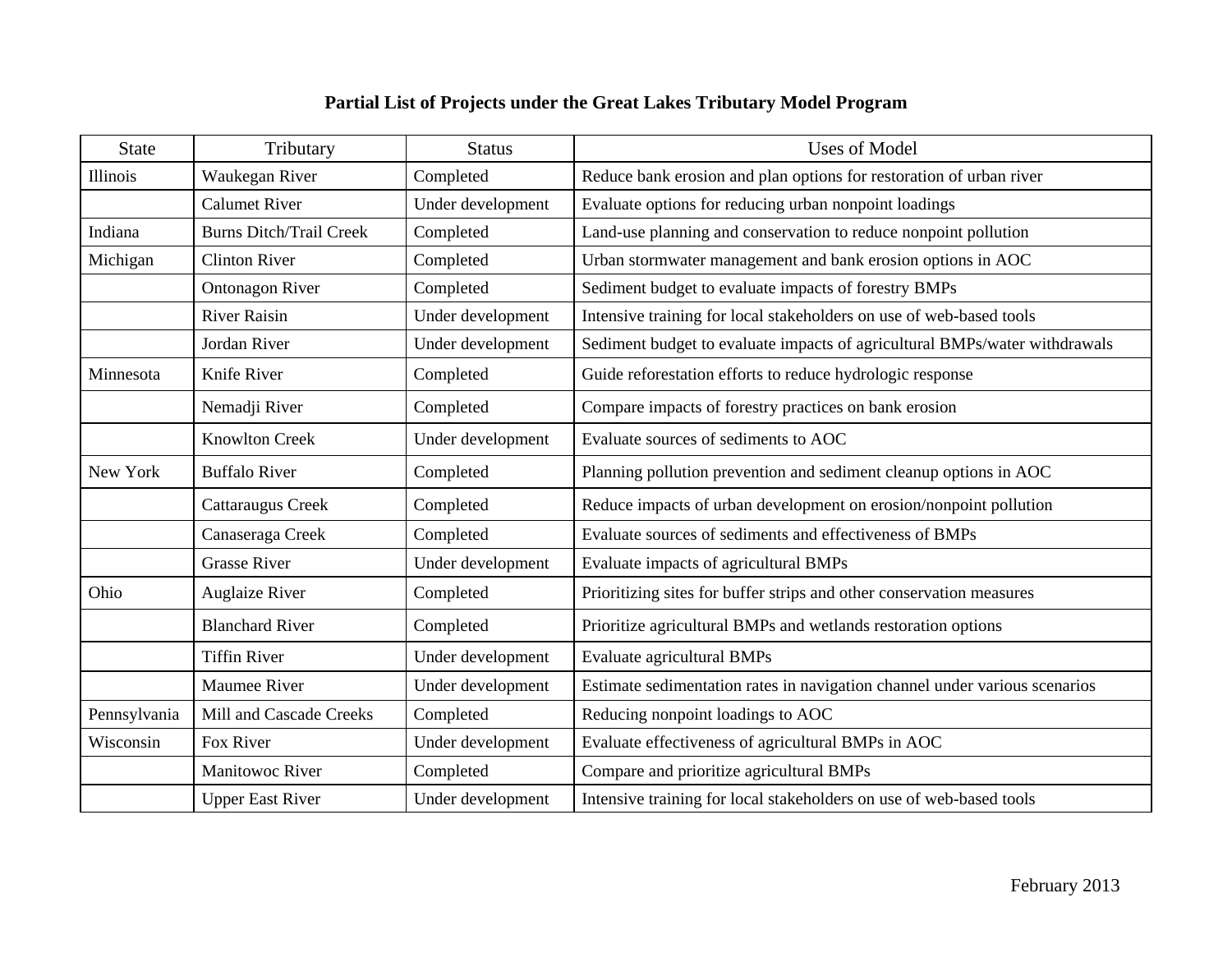# Partial List of Projects under the Great Lakes Tributary Model Program

| State | Tributary | Status | Uses of Model |
|---|---|---|---|
| Illinois | Waukegan River | Completed | Reduce bank erosion and plan options for restoration of urban river |
| | Calumet River | Under development | Evaluate options for reducing urban nonpoint loadings |
| Indiana | Burns Ditch/Trail Creek | Completed | Land-use planning and conservation to reduce nonpoint pollution |
| Michigan | Clinton River | Completed | Urban stormwater management and bank erosion options in AOC |
| | Ontonagon River | Completed | Sediment budget to evaluate impacts of forestry BMPs |
| | River Raisin | Under development | Intensive training for local stakeholders on use of web-based tools |
| | Jordan River | Under development | Sediment budget to evaluate impacts of agricultural BMPs/water withdrawals |
| Minnesota | Knife River | Completed | Guide reforestation efforts to reduce hydrologic response |
| | Nemadji River | Completed | Compare impacts of forestry practices on bank erosion |
| | Knowlton Creek | Under development | Evaluate sources of sediments to AOC |
| New York | Buffalo River | Completed | Planning pollution prevention and sediment cleanup options in AOC |
| | Cattaraugus Creek | Completed | Reduce impacts of urban development on erosion/nonpoint pollution |
| | Canaseraga Creek | Completed | Evaluate sources of sediments and effectiveness of BMPs |
| | Grasse River | Under development | Evaluate impacts of agricultural BMPs |
| Ohio | Auglaize River | Completed | Prioritizing sites for buffer strips and other conservation measures |
| | Blanchard River | Completed | Prioritize agricultural BMPs and wetlands restoration options |
| | Tiffin River | Under development | Evaluate agricultural BMPs |
| | Maumee River | Under development | Estimate sedimentation rates in navigation channel under various scenarios |
| Pennsylvania | Mill and Cascade Creeks | Completed | Reducing nonpoint loadings to AOC |
| Wisconsin | Fox River | Under development | Evaluate effectiveness of agricultural BMPs in AOC |
| | Manitowoc River | Completed | Compare and prioritize agricultural BMPs |
| | Upper East River | Under development | Intensive training for local stakeholders on use of web-based tools |

February 2013